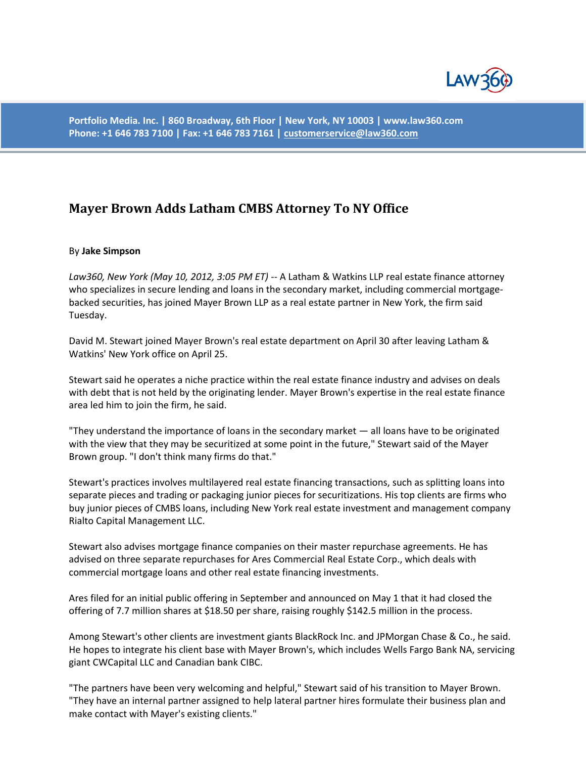Portfolio Media. Inc. | 860 Broadway, 6th Floor | New York, NY 10003 | www.law360.com
Phone: +1 646 783 7100 | Fax: +1 646 783 7161 | customerservice@law360.com

# Mayer Brown Adds Latham CMBS Attorney To NY Office

By **Jake Simpson**

*Law360, New York (May 10, 2012, 3:05 PM ET)* -- A Latham & Watkins LLP real estate finance attorney who specializes in secure lending and loans in the secondary market, including commercial mortgage-backed securities, has joined Mayer Brown LLP as a real estate partner in New York, the firm said Tuesday.

David M. Stewart joined Mayer Brown's real estate department on April 30 after leaving Latham & Watkins' New York office on April 25.

Stewart said he operates a niche practice within the real estate finance industry and advises on deals with debt that is not held by the originating lender. Mayer Brown's expertise in the real estate finance area led him to join the firm, he said.

"They understand the importance of loans in the secondary market — all loans have to be originated with the view that they may be securitized at some point in the future," Stewart said of the Mayer Brown group. "I don't think many firms do that."

Stewart's practices involves multilayered real estate financing transactions, such as splitting loans into separate pieces and trading or packaging junior pieces for securitizations. His top clients are firms who buy junior pieces of CMBS loans, including New York real estate investment and management company Rialto Capital Management LLC.

Stewart also advises mortgage finance companies on their master repurchase agreements. He has advised on three separate repurchases for Ares Commercial Real Estate Corp., which deals with commercial mortgage loans and other real estate financing investments.

Ares filed for an initial public offering in September and announced on May 1 that it had closed the offering of 7.7 million shares at $18.50 per share, raising roughly $142.5 million in the process.

Among Stewart's other clients are investment giants BlackRock Inc. and JPMorgan Chase & Co., he said. He hopes to integrate his client base with Mayer Brown's, which includes Wells Fargo Bank NA, servicing giant CWCapital LLC and Canadian bank CIBC.

"The partners have been very welcoming and helpful," Stewart said of his transition to Mayer Brown. "They have an internal partner assigned to help lateral partner hires formulate their business plan and make contact with Mayer's existing clients."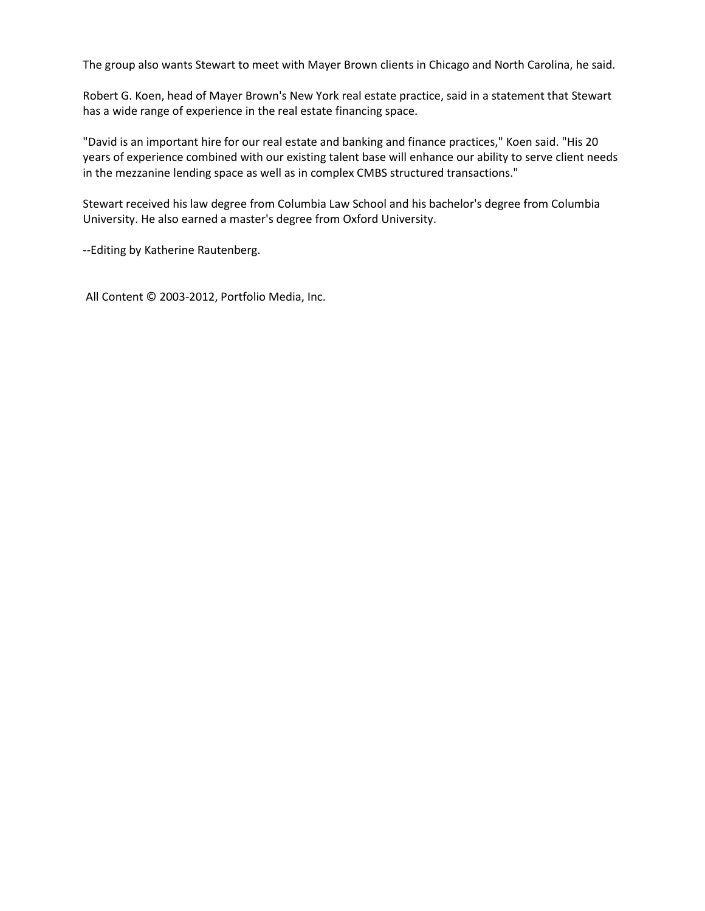The group also wants Stewart to meet with Mayer Brown clients in Chicago and North Carolina, he said.

Robert G. Koen, head of Mayer Brown's New York real estate practice, said in a statement that Stewart has a wide range of experience in the real estate financing space.

"David is an important hire for our real estate and banking and finance practices," Koen said. "His 20 years of experience combined with our existing talent base will enhance our ability to serve client needs in the mezzanine lending space as well as in complex CMBS structured transactions."

Stewart received his law degree from Columbia Law School and his bachelor's degree from Columbia University. He also earned a master's degree from Oxford University.

--Editing by Katherine Rautenberg.

All Content © 2003-2012, Portfolio Media, Inc.